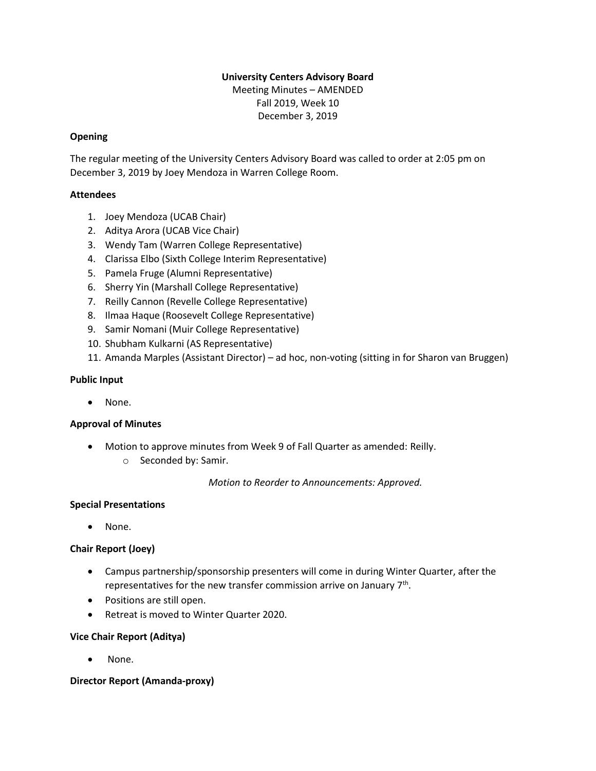**University Centers Advisory Board**
Meeting Minutes – AMENDED
Fall 2019, Week 10
December 3, 2019

**Opening**

The regular meeting of the University Centers Advisory Board was called to order at 2:05 pm on December 3, 2019 by Joey Mendoza in Warren College Room.

**Attendees**

1. Joey Mendoza (UCAB Chair)
2. Aditya Arora (UCAB Vice Chair)
3. Wendy Tam (Warren College Representative)
4. Clarissa Elbo (Sixth College Interim Representative)
5. Pamela Fruge (Alumni Representative)
6. Sherry Yin (Marshall College Representative)
7. Reilly Cannon (Revelle College Representative)
8. Ilmaa Haque (Roosevelt College Representative)
9. Samir Nomani (Muir College Representative)
10. Shubham Kulkarni (AS Representative)
11. Amanda Marples (Assistant Director) – ad hoc, non-voting (sitting in for Sharon van Bruggen)

**Public Input**

- None.

**Approval of Minutes**

- Motion to approve minutes from Week 9 of Fall Quarter as amended: Reilly.
  - Seconded by: Samir.

*Motion to Reorder to Announcements: Approved.*

**Special Presentations**

- None.

**Chair Report (Joey)**

- Campus partnership/sponsorship presenters will come in during Winter Quarter, after the representatives for the new transfer commission arrive on January 7th.
- Positions are still open.
- Retreat is moved to Winter Quarter 2020.

**Vice Chair Report (Aditya)**

- None.

**Director Report (Amanda-proxy)**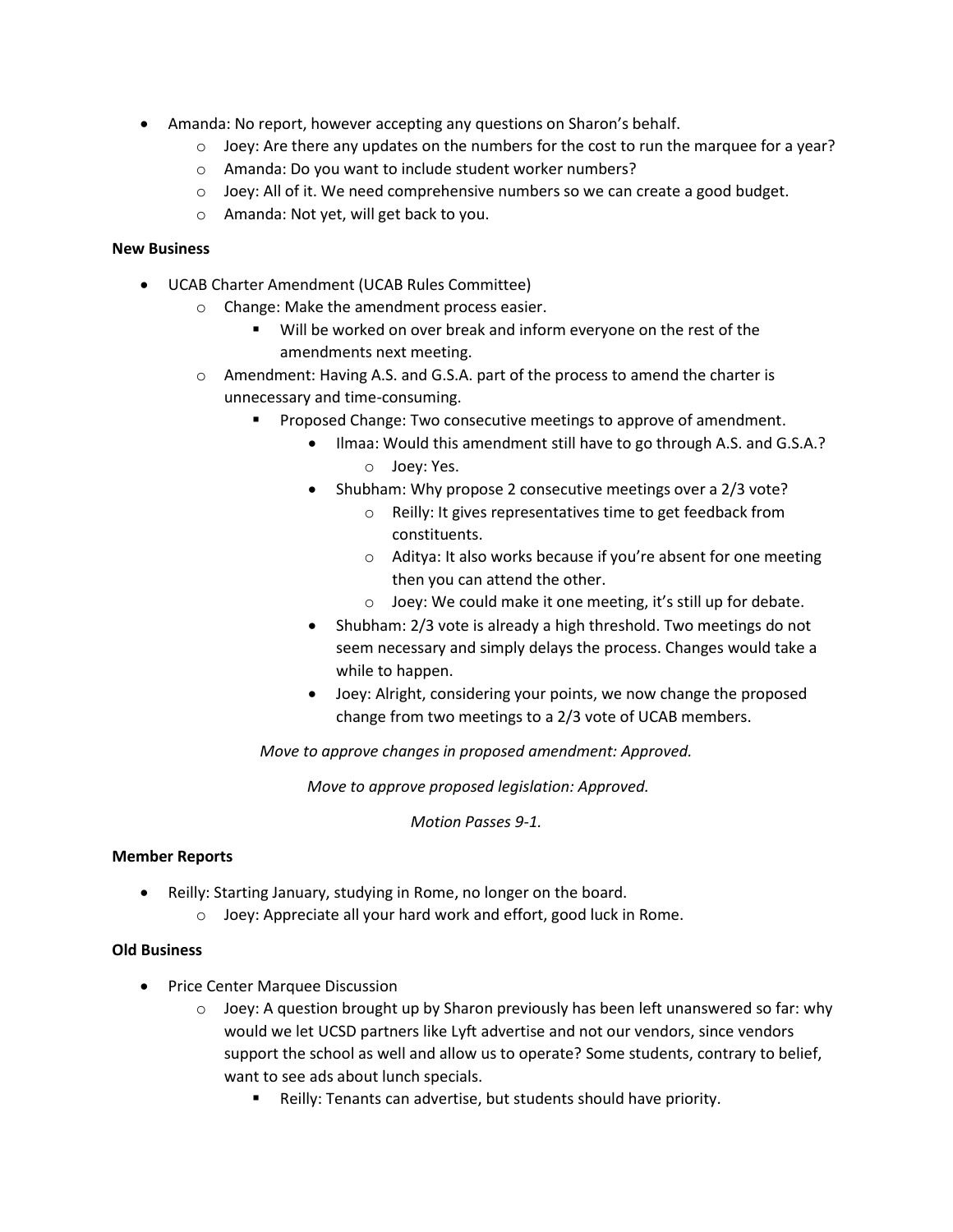- Amanda: No report, however accepting any questions on Sharon's behalf.
    - Joey: Are there any updates on the numbers for the cost to run the marquee for a year?
    - Amanda: Do you want to include student worker numbers?
    - Joey: All of it. We need comprehensive numbers so we can create a good budget.
    - Amanda: Not yet, will get back to you.

**New Business**

- UCAB Charter Amendment (UCAB Rules Committee)
    - Change: Make the amendment process easier.
        - Will be worked on over break and inform everyone on the rest of the amendments next meeting.
    - Amendment: Having A.S. and G.S.A. part of the process to amend the charter is unnecessary and time-consuming.
        - Proposed Change: Two consecutive meetings to approve of amendment.
            - Ilmaa: Would this amendment still have to go through A.S. and G.S.A.?
                - Joey: Yes.
            - Shubham: Why propose 2 consecutive meetings over a 2/3 vote?
                - Reilly: It gives representatives time to get feedback from constituents.
                - Aditya: It also works because if you're absent for one meeting then you can attend the other.
                - Joey: We could make it one meeting, it's still up for debate.
            - Shubham: 2/3 vote is already a high threshold. Two meetings do not seem necessary and simply delays the process. Changes would take a while to happen.
            - Joey: Alright, considering your points, we now change the proposed change from two meetings to a 2/3 vote of UCAB members.

*Move to approve changes in proposed amendment: Approved.*

*Move to approve proposed legislation: Approved.*

*Motion Passes 9-1.*

**Member Reports**

- Reilly: Starting January, studying in Rome, no longer on the board.
    - Joey: Appreciate all your hard work and effort, good luck in Rome.

**Old Business**

- Price Center Marquee Discussion
    - Joey: A question brought up by Sharon previously has been left unanswered so far: why would we let UCSD partners like Lyft advertise and not our vendors, since vendors support the school as well and allow us to operate? Some students, contrary to belief, want to see ads about lunch specials.
        - Reilly: Tenants can advertise, but students should have priority.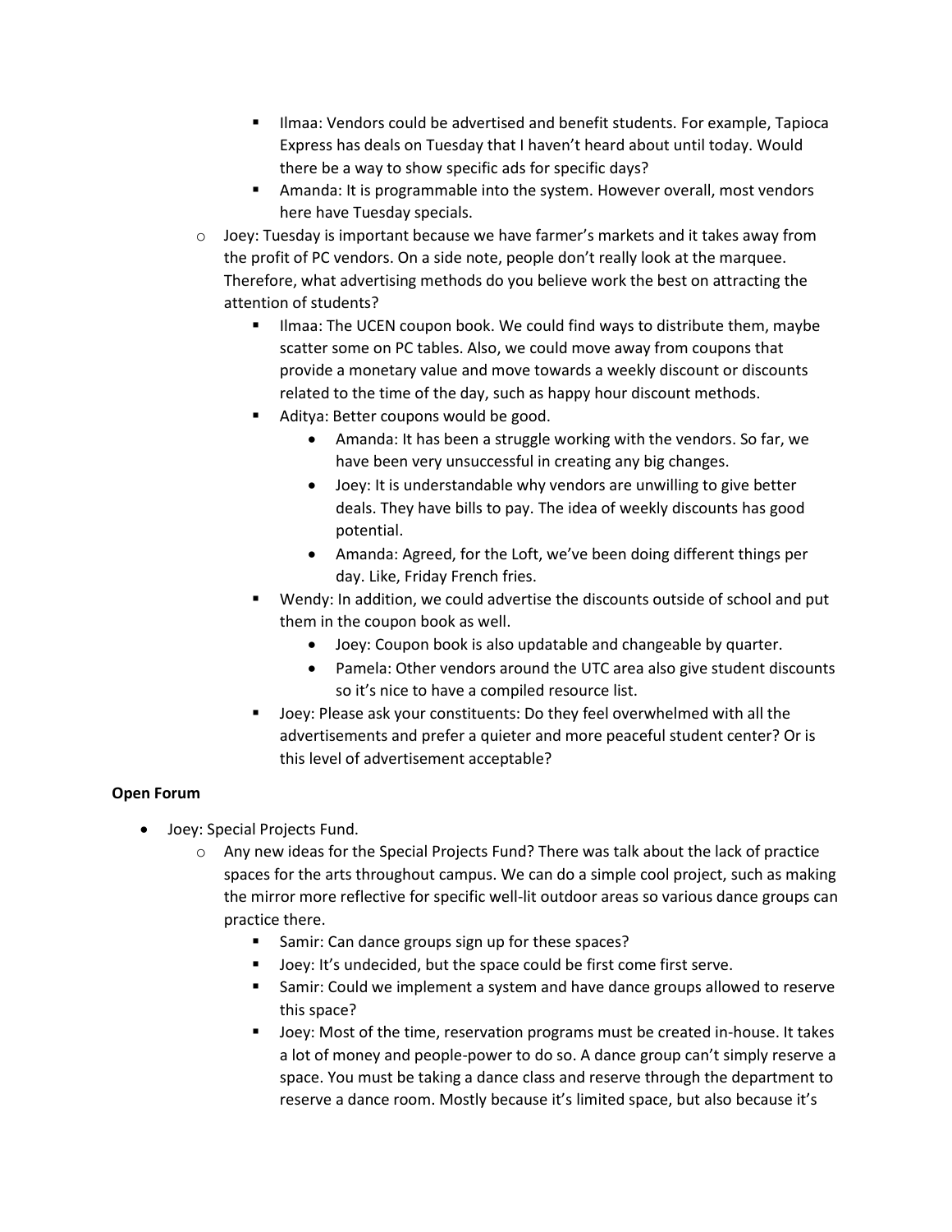- Ilmaa: Vendors could be advertised and benefit students. For example, Tapioca Express has deals on Tuesday that I haven't heard about until today. Would there be a way to show specific ads for specific days?
    - Amanda: It is programmable into the system. However overall, most vendors here have Tuesday specials.
  - Joey: Tuesday is important because we have farmer's markets and it takes away from the profit of PC vendors. On a side note, people don't really look at the marquee. Therefore, what advertising methods do you believe work the best on attracting the attention of students?
    - Ilmaa: The UCEN coupon book. We could find ways to distribute them, maybe scatter some on PC tables. Also, we could move away from coupons that provide a monetary value and move towards a weekly discount or discounts related to the time of the day, such as happy hour discount methods.
    - Aditya: Better coupons would be good.
      - Amanda: It has been a struggle working with the vendors. So far, we have been very unsuccessful in creating any big changes.
      - Joey: It is understandable why vendors are unwilling to give better deals. They have bills to pay. The idea of weekly discounts has good potential.
      - Amanda: Agreed, for the Loft, we've been doing different things per day. Like, Friday French fries.
    - Wendy: In addition, we could advertise the discounts outside of school and put them in the coupon book as well.
      - Joey: Coupon book is also updatable and changeable by quarter.
      - Pamela: Other vendors around the UTC area also give student discounts so it's nice to have a compiled resource list.
    - Joey: Please ask your constituents: Do they feel overwhelmed with all the advertisements and prefer a quieter and more peaceful student center? Or is this level of advertisement acceptable?

**Open Forum**

- Joey: Special Projects Fund.
  - Any new ideas for the Special Projects Fund? There was talk about the lack of practice spaces for the arts throughout campus. We can do a simple cool project, such as making the mirror more reflective for specific well-lit outdoor areas so various dance groups can practice there.
    - Samir: Can dance groups sign up for these spaces?
    - Joey: It's undecided, but the space could be first come first serve.
    - Samir: Could we implement a system and have dance groups allowed to reserve this space?
    - Joey: Most of the time, reservation programs must be created in-house. It takes a lot of money and people-power to do so. A dance group can't simply reserve a space. You must be taking a dance class and reserve through the department to reserve a dance room. Mostly because it's limited space, but also because it's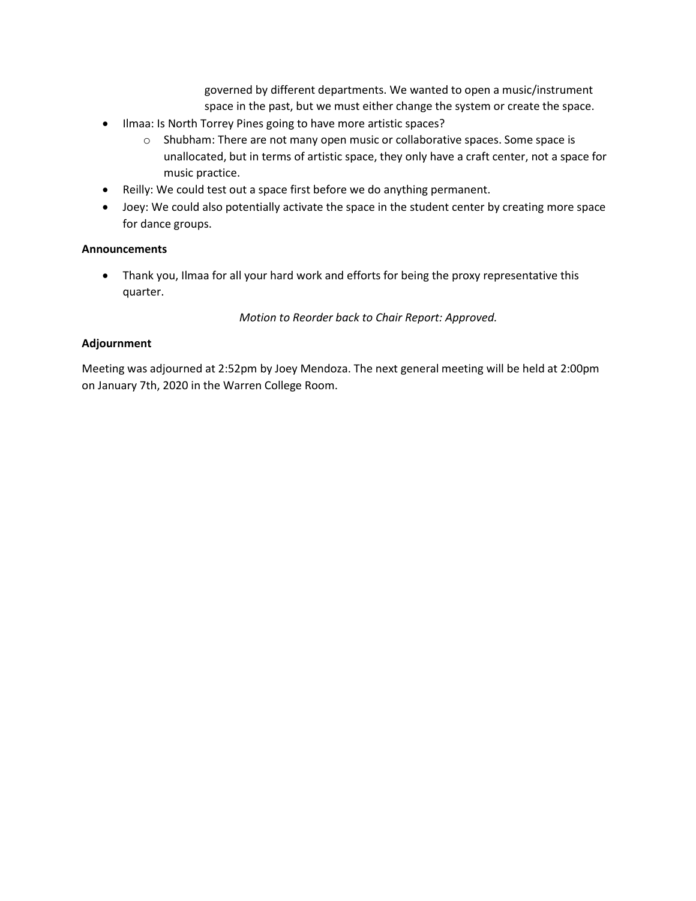governed by different departments. We wanted to open a music/instrument space in the past, but we must either change the system or create the space.

- Ilmaa: Is North Torrey Pines going to have more artistic spaces?
  - Shubham: There are not many open music or collaborative spaces. Some space is unallocated, but in terms of artistic space, they only have a craft center, not a space for music practice.
- Reilly: We could test out a space first before we do anything permanent.
- Joey: We could also potentially activate the space in the student center by creating more space for dance groups.

**Announcements**

- Thank you, Ilmaa for all your hard work and efforts for being the proxy representative this quarter.

*Motion to Reorder back to Chair Report: Approved.*

**Adjournment**

Meeting was adjourned at 2:52pm by Joey Mendoza. The next general meeting will be held at 2:00pm on January 7th, 2020 in the Warren College Room.